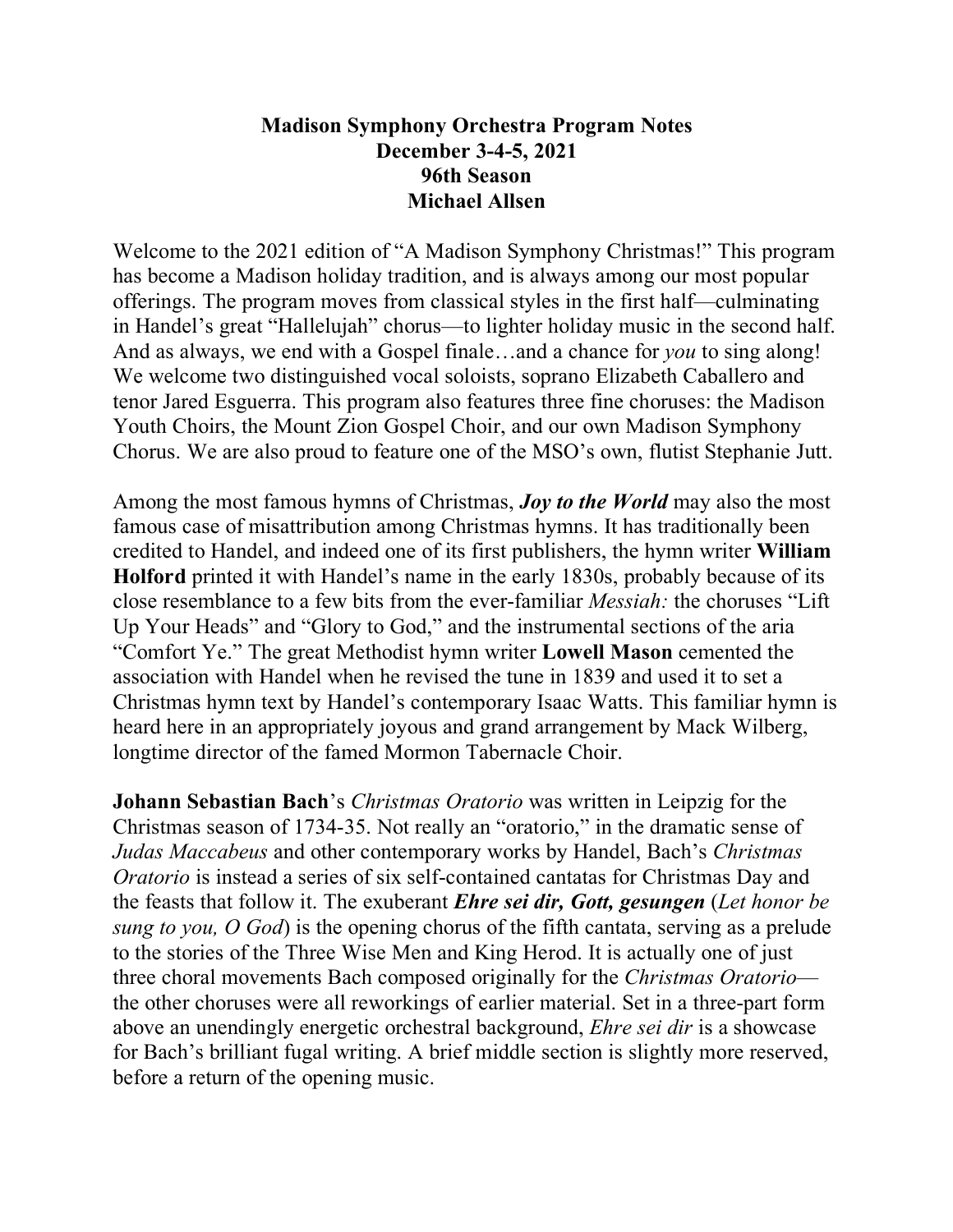**Madison Symphony Orchestra Program Notes**
**December 3-4-5, 2021**
**96th Season**
**Michael Allsen**

Welcome to the 2021 edition of "A Madison Symphony Christmas!" This program has become a Madison holiday tradition, and is always among our most popular offerings. The program moves from classical styles in the first half—culminating in Handel's great "Hallelujah" chorus—to lighter holiday music in the second half. And as always, we end with a Gospel finale…and a chance for *you* to sing along! We welcome two distinguished vocal soloists, soprano Elizabeth Caballero and tenor Jared Esguerra. This program also features three fine choruses: the Madison Youth Choirs, the Mount Zion Gospel Choir, and our own Madison Symphony Chorus. We are also proud to feature one of the MSO's own, flutist Stephanie Jutt.

Among the most famous hymns of Christmas, ***Joy to the World*** may also the most famous case of misattribution among Christmas hymns. It has traditionally been credited to Handel, and indeed one of its first publishers, the hymn writer **William Holford** printed it with Handel's name in the early 1830s, probably because of its close resemblance to a few bits from the ever-familiar *Messiah:* the choruses "Lift Up Your Heads" and "Glory to God," and the instrumental sections of the aria "Comfort Ye." The great Methodist hymn writer **Lowell Mason** cemented the association with Handel when he revised the tune in 1839 and used it to set a Christmas hymn text by Handel's contemporary Isaac Watts. This familiar hymn is heard here in an appropriately joyous and grand arrangement by Mack Wilberg, longtime director of the famed Mormon Tabernacle Choir.

**Johann Sebastian Bach**'s *Christmas Oratorio* was written in Leipzig for the Christmas season of 1734-35. Not really an "oratorio," in the dramatic sense of *Judas Maccabeus* and other contemporary works by Handel, Bach's *Christmas Oratorio* is instead a series of six self-contained cantatas for Christmas Day and the feasts that follow it. The exuberant ***Ehre sei dir, Gott, gesungen*** (*Let honor be sung to you, O God*) is the opening chorus of the fifth cantata, serving as a prelude to the stories of the Three Wise Men and King Herod. It is actually one of just three choral movements Bach composed originally for the *Christmas Oratorio*—the other choruses were all reworkings of earlier material. Set in a three-part form above an unendingly energetic orchestral background, *Ehre sei dir* is a showcase for Bach's brilliant fugal writing. A brief middle section is slightly more reserved, before a return of the opening music.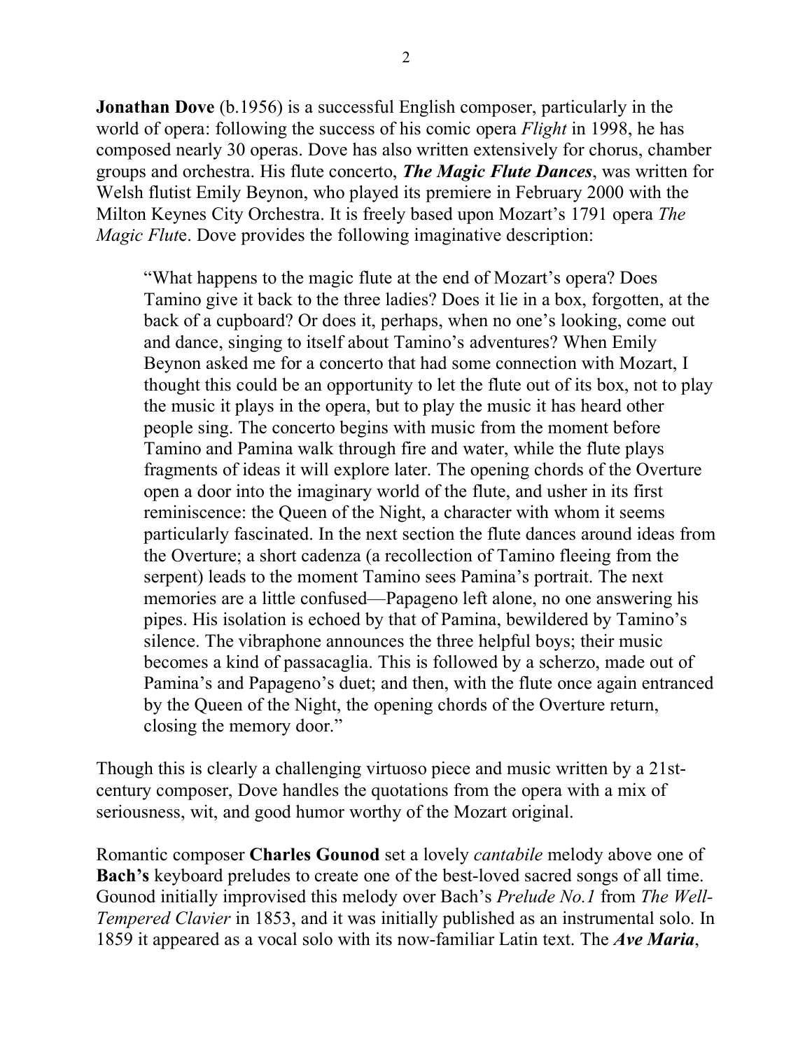**Jonathan Dove** (b.1956) is a successful English composer, particularly in the world of opera: following the success of his comic opera *Flight* in 1998, he has composed nearly 30 operas. Dove has also written extensively for chorus, chamber groups and orchestra. His flute concerto, ***The Magic Flute Dances***, was written for Welsh flutist Emily Beynon, who played its premiere in February 2000 with the Milton Keynes City Orchestra. It is freely based upon Mozart's 1791 opera *The Magic Flut*e. Dove provides the following imaginative description:

> "What happens to the magic flute at the end of Mozart's opera? Does Tamino give it back to the three ladies? Does it lie in a box, forgotten, at the back of a cupboard? Or does it, perhaps, when no one's looking, come out and dance, singing to itself about Tamino's adventures? When Emily Beynon asked me for a concerto that had some connection with Mozart, I thought this could be an opportunity to let the flute out of its box, not to play the music it plays in the opera, but to play the music it has heard other people sing. The concerto begins with music from the moment before Tamino and Pamina walk through fire and water, while the flute plays fragments of ideas it will explore later. The opening chords of the Overture open a door into the imaginary world of the flute, and usher in its first reminiscence: the Queen of the Night, a character with whom it seems particularly fascinated. In the next section the flute dances around ideas from the Overture; a short cadenza (a recollection of Tamino fleeing from the serpent) leads to the moment Tamino sees Pamina's portrait. The next memories are a little confused—Papageno left alone, no one answering his pipes. His isolation is echoed by that of Pamina, bewildered by Tamino's silence. The vibraphone announces the three helpful boys; their music becomes a kind of passacaglia. This is followed by a scherzo, made out of Pamina's and Papageno's duet; and then, with the flute once again entranced by the Queen of the Night, the opening chords of the Overture return, closing the memory door."

Though this is clearly a challenging virtuoso piece and music written by a 21st-century composer, Dove handles the quotations from the opera with a mix of seriousness, wit, and good humor worthy of the Mozart original.

Romantic composer **Charles Gounod** set a lovely *cantabile* melody above one of **Bach's** keyboard preludes to create one of the best-loved sacred songs of all time. Gounod initially improvised this melody over Bach's *Prelude No.1* from *The Well-Tempered Clavier* in 1853, and it was initially published as an instrumental solo. In 1859 it appeared as a vocal solo with its now-familiar Latin text. The ***Ave Maria***,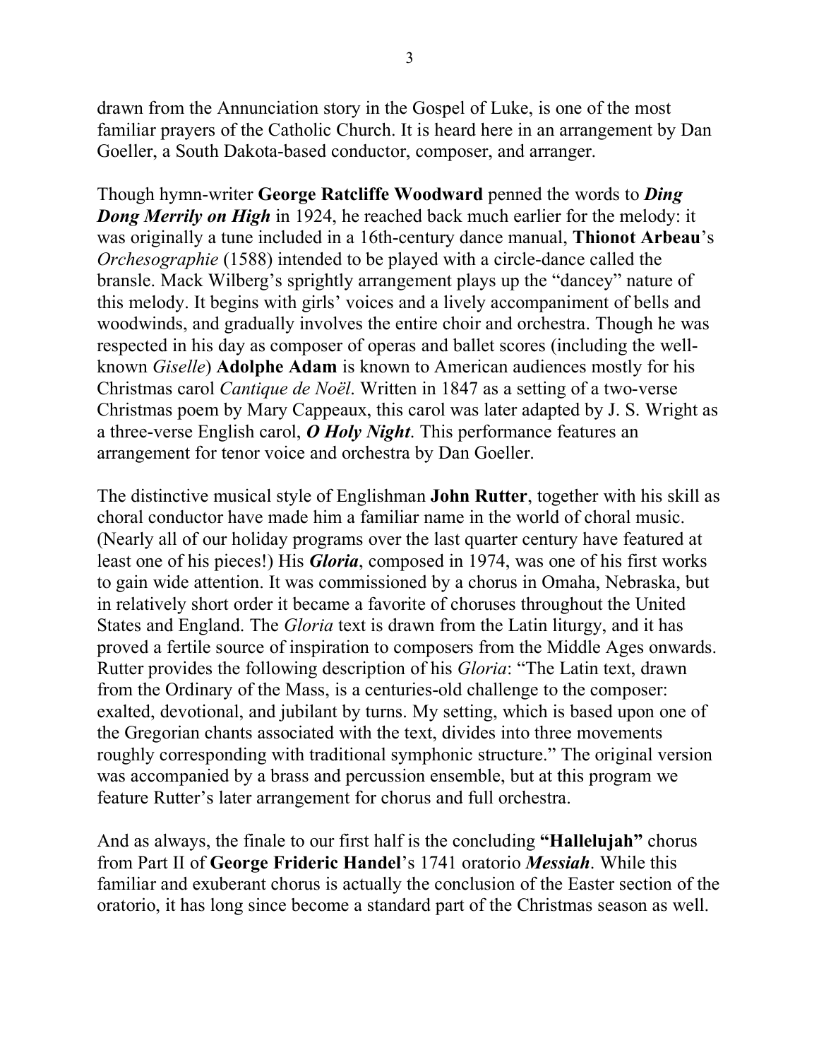drawn from the Annunciation story in the Gospel of Luke, is one of the most familiar prayers of the Catholic Church. It is heard here in an arrangement by Dan Goeller, a South Dakota-based conductor, composer, and arranger.

Though hymn-writer **George Ratcliffe Woodward** penned the words to ***Ding Dong Merrily on High*** in 1924, he reached back much earlier for the melody: it was originally a tune included in a 16th-century dance manual, **Thionot Arbeau**'s *Orchesographie* (1588) intended to be played with a circle-dance called the bransle. Mack Wilberg's sprightly arrangement plays up the "dancey" nature of this melody. It begins with girls' voices and a lively accompaniment of bells and woodwinds, and gradually involves the entire choir and orchestra. Though he was respected in his day as composer of operas and ballet scores (including the well-known *Giselle*) **Adolphe Adam** is known to American audiences mostly for his Christmas carol *Cantique de Noël*. Written in 1847 as a setting of a two-verse Christmas poem by Mary Cappeaux, this carol was later adapted by J. S. Wright as a three-verse English carol, ***O Holy Night***. This performance features an arrangement for tenor voice and orchestra by Dan Goeller.

The distinctive musical style of Englishman **John Rutter**, together with his skill as choral conductor have made him a familiar name in the world of choral music. (Nearly all of our holiday programs over the last quarter century have featured at least one of his pieces!) His ***Gloria***, composed in 1974, was one of his first works to gain wide attention. It was commissioned by a chorus in Omaha, Nebraska, but in relatively short order it became a favorite of choruses throughout the United States and England. The *Gloria* text is drawn from the Latin liturgy, and it has proved a fertile source of inspiration to composers from the Middle Ages onwards. Rutter provides the following description of his *Gloria*: "The Latin text, drawn from the Ordinary of the Mass, is a centuries-old challenge to the composer: exalted, devotional, and jubilant by turns. My setting, which is based upon one of the Gregorian chants associated with the text, divides into three movements roughly corresponding with traditional symphonic structure." The original version was accompanied by a brass and percussion ensemble, but at this program we feature Rutter's later arrangement for chorus and full orchestra.

And as always, the finale to our first half is the concluding **"Hallelujah"** chorus from Part II of **George Frideric Handel**'s 1741 oratorio ***Messiah***. While this familiar and exuberant chorus is actually the conclusion of the Easter section of the oratorio, it has long since become a standard part of the Christmas season as well.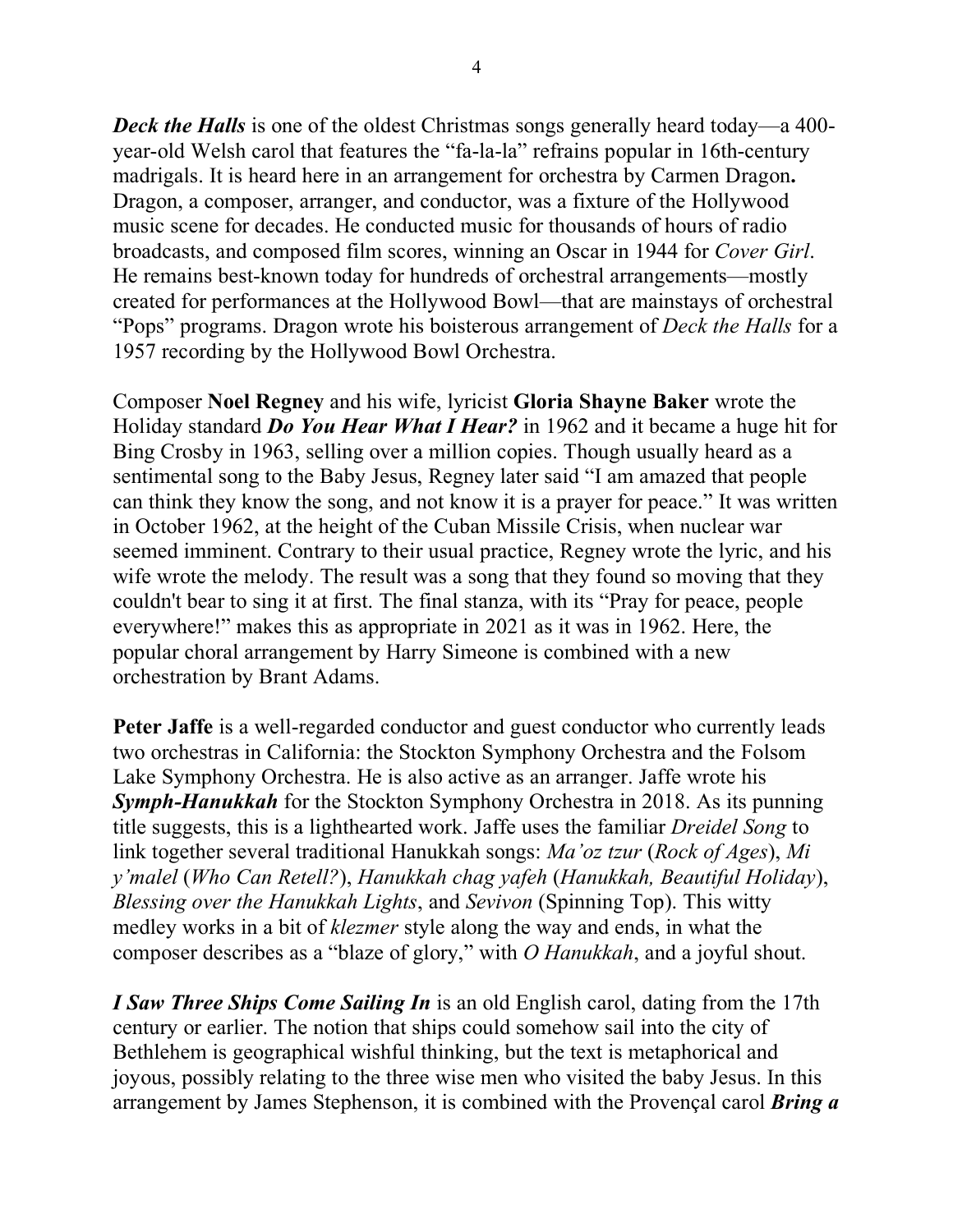***Deck the Halls*** is one of the oldest Christmas songs generally heard today—a 400-year-old Welsh carol that features the "fa-la-la" refrains popular in 16th-century madrigals. It is heard here in an arrangement for orchestra by Carmen Dragon**.** Dragon, a composer, arranger, and conductor, was a fixture of the Hollywood music scene for decades. He conducted music for thousands of hours of radio broadcasts, and composed film scores, winning an Oscar in 1944 for *Cover Girl*. He remains best-known today for hundreds of orchestral arrangements—mostly created for performances at the Hollywood Bowl—that are mainstays of orchestral "Pops" programs. Dragon wrote his boisterous arrangement of *Deck the Halls* for a 1957 recording by the Hollywood Bowl Orchestra.

Composer **Noel Regney** and his wife, lyricist **Gloria Shayne Baker** wrote the Holiday standard ***Do You Hear What I Hear?*** in 1962 and it became a huge hit for Bing Crosby in 1963, selling over a million copies. Though usually heard as a sentimental song to the Baby Jesus, Regney later said "I am amazed that people can think they know the song, and not know it is a prayer for peace." It was written in October 1962, at the height of the Cuban Missile Crisis, when nuclear war seemed imminent. Contrary to their usual practice, Regney wrote the lyric, and his wife wrote the melody. The result was a song that they found so moving that they couldn't bear to sing it at first. The final stanza, with its "Pray for peace, people everywhere!" makes this as appropriate in 2021 as it was in 1962. Here, the popular choral arrangement by Harry Simeone is combined with a new orchestration by Brant Adams.

**Peter Jaffe** is a well-regarded conductor and guest conductor who currently leads two orchestras in California: the Stockton Symphony Orchestra and the Folsom Lake Symphony Orchestra. He is also active as an arranger. Jaffe wrote his ***Symph-Hanukkah*** for the Stockton Symphony Orchestra in 2018. As its punning title suggests, this is a lighthearted work. Jaffe uses the familiar *Dreidel Song* to link together several traditional Hanukkah songs: *Ma'oz tzur* (*Rock of Ages*), *Mi y'malel* (*Who Can Retell?*), *Hanukkah chag yafeh* (*Hanukkah, Beautiful Holiday*), *Blessing over the Hanukkah Lights*, and *Sevivon* (Spinning Top). This witty medley works in a bit of *klezmer* style along the way and ends, in what the composer describes as a "blaze of glory," with *O Hanukkah*, and a joyful shout.

***I Saw Three Ships Come Sailing In*** is an old English carol, dating from the 17th century or earlier. The notion that ships could somehow sail into the city of Bethlehem is geographical wishful thinking, but the text is metaphorical and joyous, possibly relating to the three wise men who visited the baby Jesus. In this arrangement by James Stephenson, it is combined with the Provençal carol ***Bring a***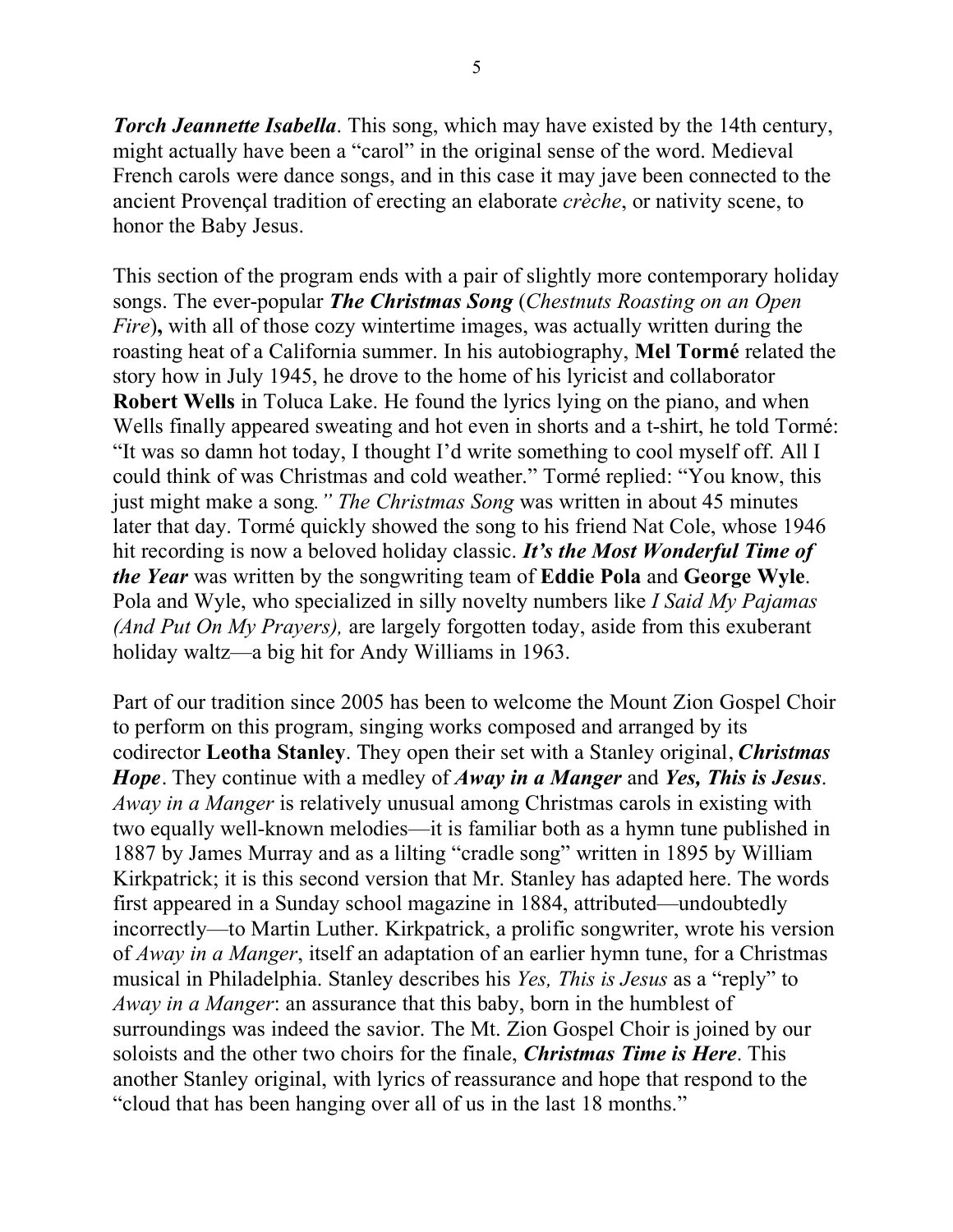***Torch Jeannette Isabella***. This song, which may have existed by the 14th century, might actually have been a "carol" in the original sense of the word. Medieval French carols were dance songs, and in this case it may jave been connected to the ancient Provençal tradition of erecting an elaborate *crèche*, or nativity scene, to honor the Baby Jesus.

This section of the program ends with a pair of slightly more contemporary holiday songs. The ever-popular ***The Christmas Song*** (*Chestnuts Roasting on an Open Fire*)**,** with all of those cozy wintertime images, was actually written during the roasting heat of a California summer. In his autobiography, **Mel Tormé** related the story how in July 1945, he drove to the home of his lyricist and collaborator **Robert Wells** in Toluca Lake. He found the lyrics lying on the piano, and when Wells finally appeared sweating and hot even in shorts and a t-shirt, he told Tormé: "It was so damn hot today, I thought I'd write something to cool myself off. All I could think of was Christmas and cold weather." Tormé replied: "You know, this just might make a song*." The Christmas Song* was written in about 45 minutes later that day. Tormé quickly showed the song to his friend Nat Cole, whose 1946 hit recording is now a beloved holiday classic. ***It's the Most Wonderful Time of the Year*** was written by the songwriting team of **Eddie Pola** and **George Wyle**. Pola and Wyle, who specialized in silly novelty numbers like *I Said My Pajamas (And Put On My Prayers),* are largely forgotten today, aside from this exuberant holiday waltz—a big hit for Andy Williams in 1963.

Part of our tradition since 2005 has been to welcome the Mount Zion Gospel Choir to perform on this program, singing works composed and arranged by its codirector **Leotha Stanley**. They open their set with a Stanley original, ***Christmas Hope***. They continue with a medley of ***Away in a Manger*** and ***Yes, This is Jesus***. *Away in a Manger* is relatively unusual among Christmas carols in existing with two equally well-known melodies—it is familiar both as a hymn tune published in 1887 by James Murray and as a lilting "cradle song" written in 1895 by William Kirkpatrick; it is this second version that Mr. Stanley has adapted here. The words first appeared in a Sunday school magazine in 1884, attributed—undoubtedly incorrectly—to Martin Luther. Kirkpatrick, a prolific songwriter, wrote his version of *Away in a Manger*, itself an adaptation of an earlier hymn tune, for a Christmas musical in Philadelphia. Stanley describes his *Yes, This is Jesus* as a "reply" to *Away in a Manger*: an assurance that this baby, born in the humblest of surroundings was indeed the savior. The Mt. Zion Gospel Choir is joined by our soloists and the other two choirs for the finale, ***Christmas Time is Here***. This another Stanley original, with lyrics of reassurance and hope that respond to the "cloud that has been hanging over all of us in the last 18 months."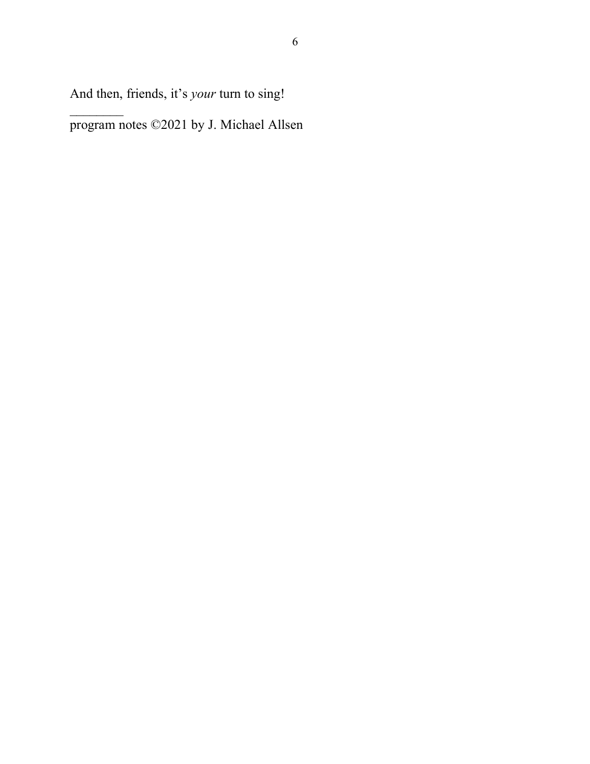And then, friends, it's *your* turn to sing!

________

program notes ©2021 by J. Michael Allsen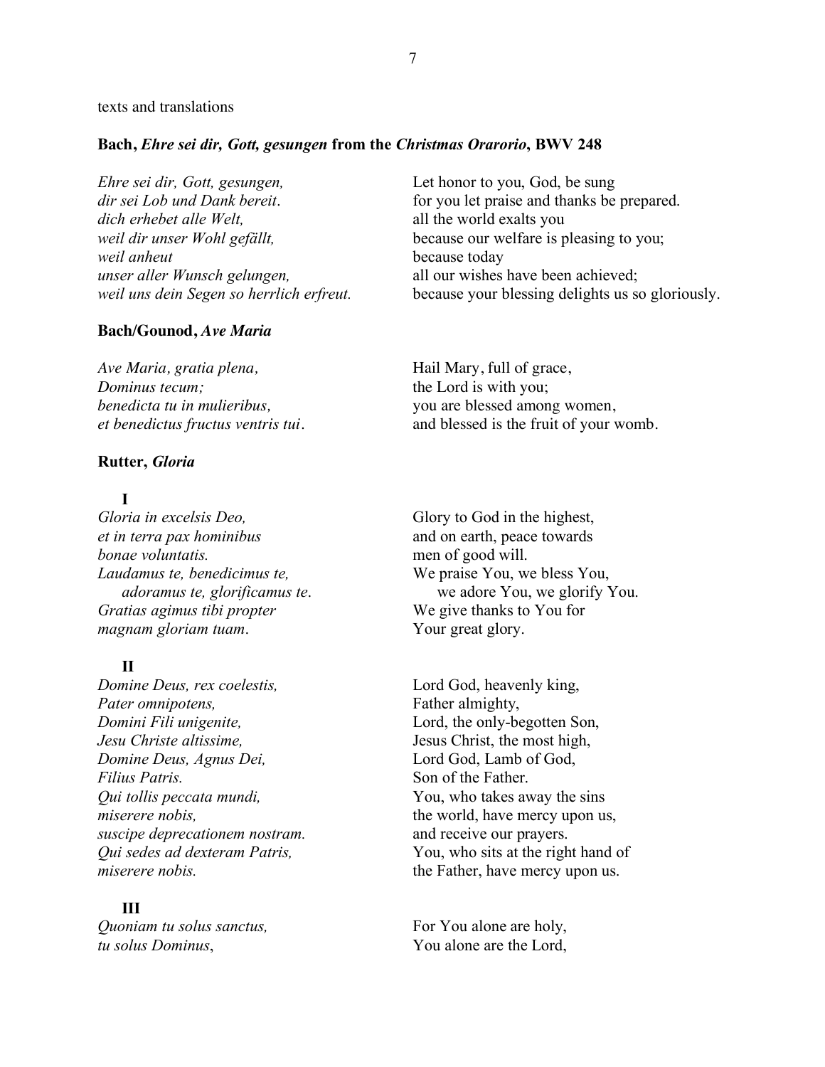texts and translations

### **Bach,** ***Ehre sei dir, Gott, gesungen*** **from the** ***Christmas Orarorio*****, BWV 248**

| | |
|---|---|
| *Ehre sei dir, Gott, gesungen,* | Let honor to you, God, be sung |
| *dir sei Lob und Dank bereit.* | for you let praise and thanks be prepared. |
| *dich erhebet alle Welt,* | all the world exalts you |
| *weil dir unser Wohl gefällt,* | because our welfare is pleasing to you; |
| *weil anheut* | because today |
| *unser aller Wunsch gelungen,* | all our wishes have been achieved; |
| *weil uns dein Segen so herrlich erfreut.* | because your blessing delights us so gloriously. |

### **Bach/Gounod,** ***Ave Maria***

| | |
|---|---|
| *Ave Maria, gratia plena,* | Hail Mary, full of grace, |
| *Dominus tecum;* | the Lord is with you; |
| *benedicta tu in mulieribus,* | you are blessed among women, |
| *et benedictus fructus ventris tui.* | and blessed is the fruit of your womb. |

### **Rutter,** ***Gloria***

**I**

| | |
|---|---|
| *Gloria in excelsis Deo,* | Glory to God in the highest, |
| *et in terra pax hominibus* | and on earth, peace towards |
| *bonae voluntatis.* | men of good will. |
| *Laudamus te, benedicimus te,* | We praise You, we bless You, |
| *adoramus te, glorificamus te.* | we adore You, we glorify You. |
| *Gratias agimus tibi propter* | We give thanks to You for |
| *magnam gloriam tuam.* | Your great glory. |

**II**

| | |
|---|---|
| *Domine Deus, rex coelestis,* | Lord God, heavenly king, |
| *Pater omnipotens,* | Father almighty, |
| *Domini Fili unigenite,* | Lord, the only-begotten Son, |
| *Jesu Christe altissime,* | Jesus Christ, the most high, |
| *Domine Deus, Agnus Dei,* | Lord God, Lamb of God, |
| *Filius Patris.* | Son of the Father. |
| *Qui tollis peccata mundi,* | You, who takes away the sins |
| *miserere nobis,* | the world, have mercy upon us, |
| *suscipe deprecationem nostram.* | and receive our prayers. |
| *Qui sedes ad dexteram Patris,* | You, who sits at the right hand of |
| *miserere nobis.* | the Father, have mercy upon us. |

**III**

| | |
|---|---|
| *Quoniam tu solus sanctus,* | For You alone are holy, |
| *tu solus Dominus,* | You alone are the Lord, |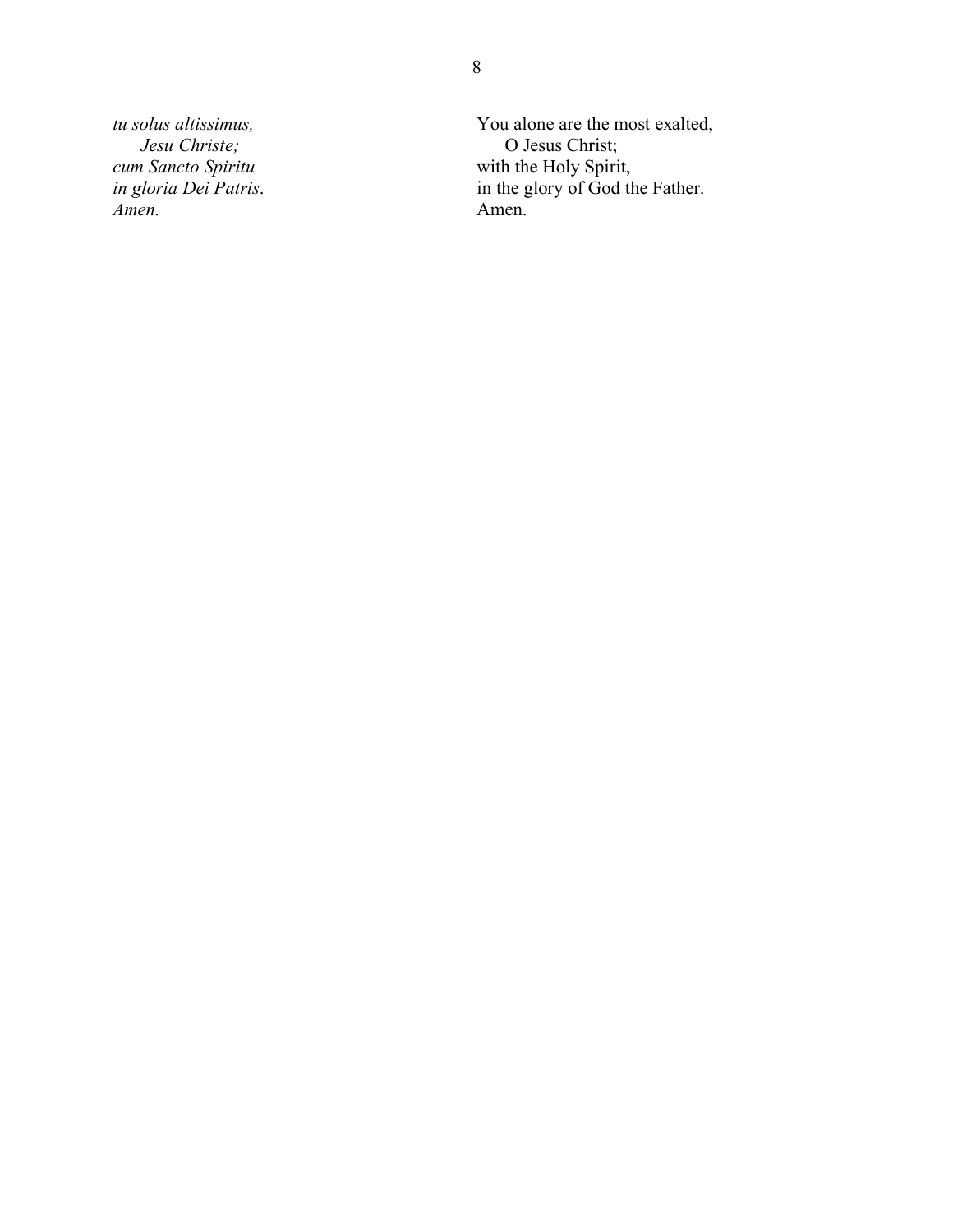| | |
|---|---|
| *tu solus altissimus,* | You alone are the most exalted, |
| *Jesu Christe;* | O Jesus Christ; |
| *cum Sancto Spiritu* | with the Holy Spirit, |
| *in gloria Dei Patris*. | in the glory of God the Father. |
| *Amen.* | Amen. |